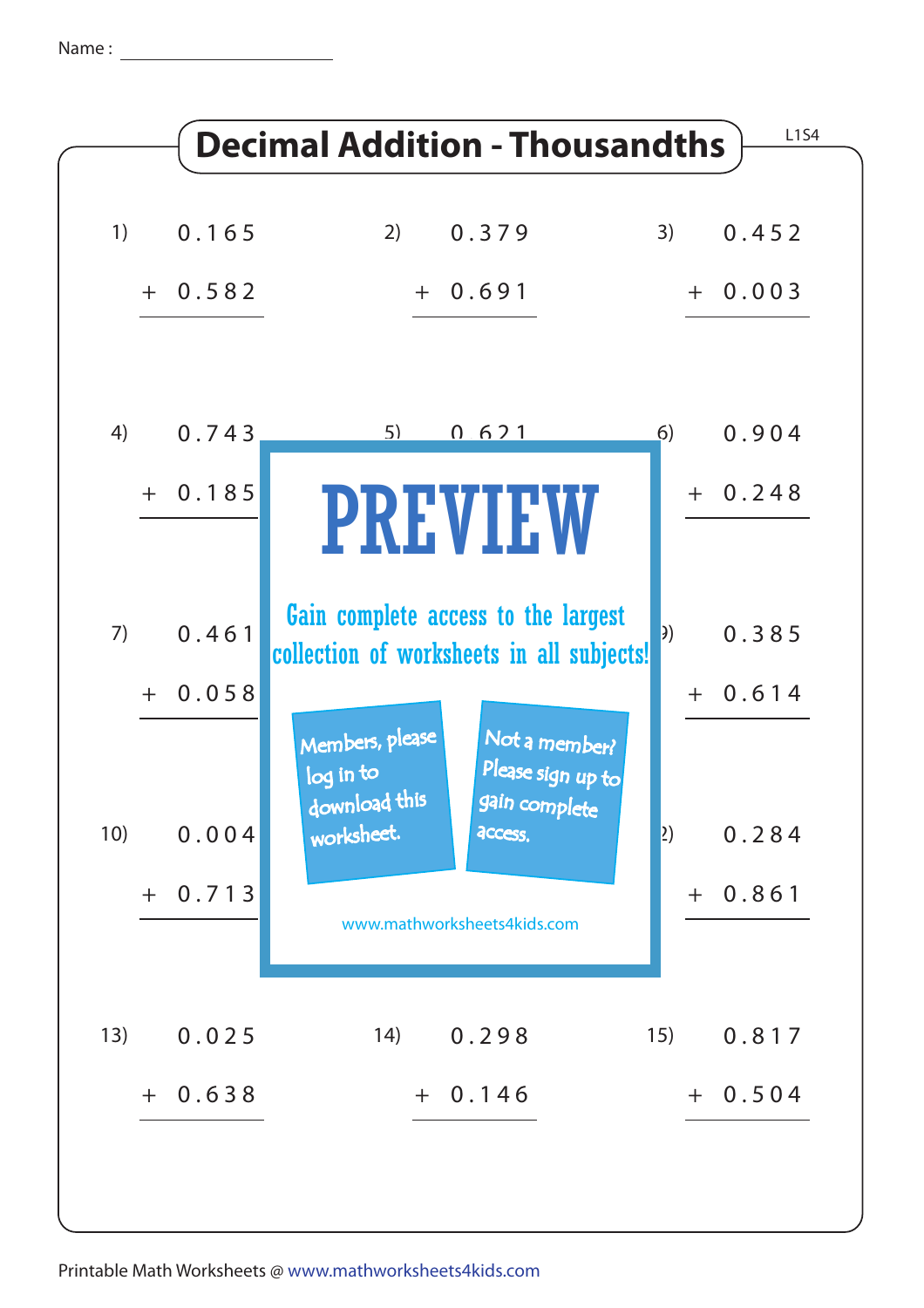Name : ____________________

# Decimal Addition - Thousandths

L1S4

1)
$$\begin{array}{r} 0.165 \\ +\ 0.582 \\ \hline \end{array}$$

2)
$$\begin{array}{r} 0.379 \\ +\ 0.691 \\ \hline \end{array}$$

3)
$$\begin{array}{r} 0.452 \\ +\ 0.003 \\ \hline \end{array}$$

4)
$$\begin{array}{r} 0.743 \\ +\ 0.185 \\ \hline \end{array}$$

5)
$$\begin{array}{r} 0.621 \end{array}$$

6)
$$\begin{array}{r} 0.904 \\ +\ 0.248 \\ \hline \end{array}$$

7)
$$\begin{array}{r} 0.461 \\ +\ 0.058 \\ \hline \end{array}$$

9)
$$\begin{array}{r} 0.385 \\ +\ 0.614 \\ \hline \end{array}$$

10)
$$\begin{array}{r} 0.004 \\ +\ 0.713 \\ \hline \end{array}$$

12)
$$\begin{array}{r} 0.284 \\ +\ 0.861 \\ \hline \end{array}$$

13)
$$\begin{array}{r} 0.025 \\ +\ 0.638 \\ \hline \end{array}$$

14)
$$\begin{array}{r} 0.298 \\ +\ 0.146 \\ \hline \end{array}$$

15)
$$\begin{array}{r} 0.817 \\ +\ 0.504 \\ \hline \end{array}$$

PREVIEW

Gain complete access to the largest collection of worksheets in all subjects!

Members, please log in to download this worksheet.

Not a member? Please sign up to gain complete access.

www.mathworksheets4kids.com

Printable Math Worksheets @ www.mathworksheets4kids.com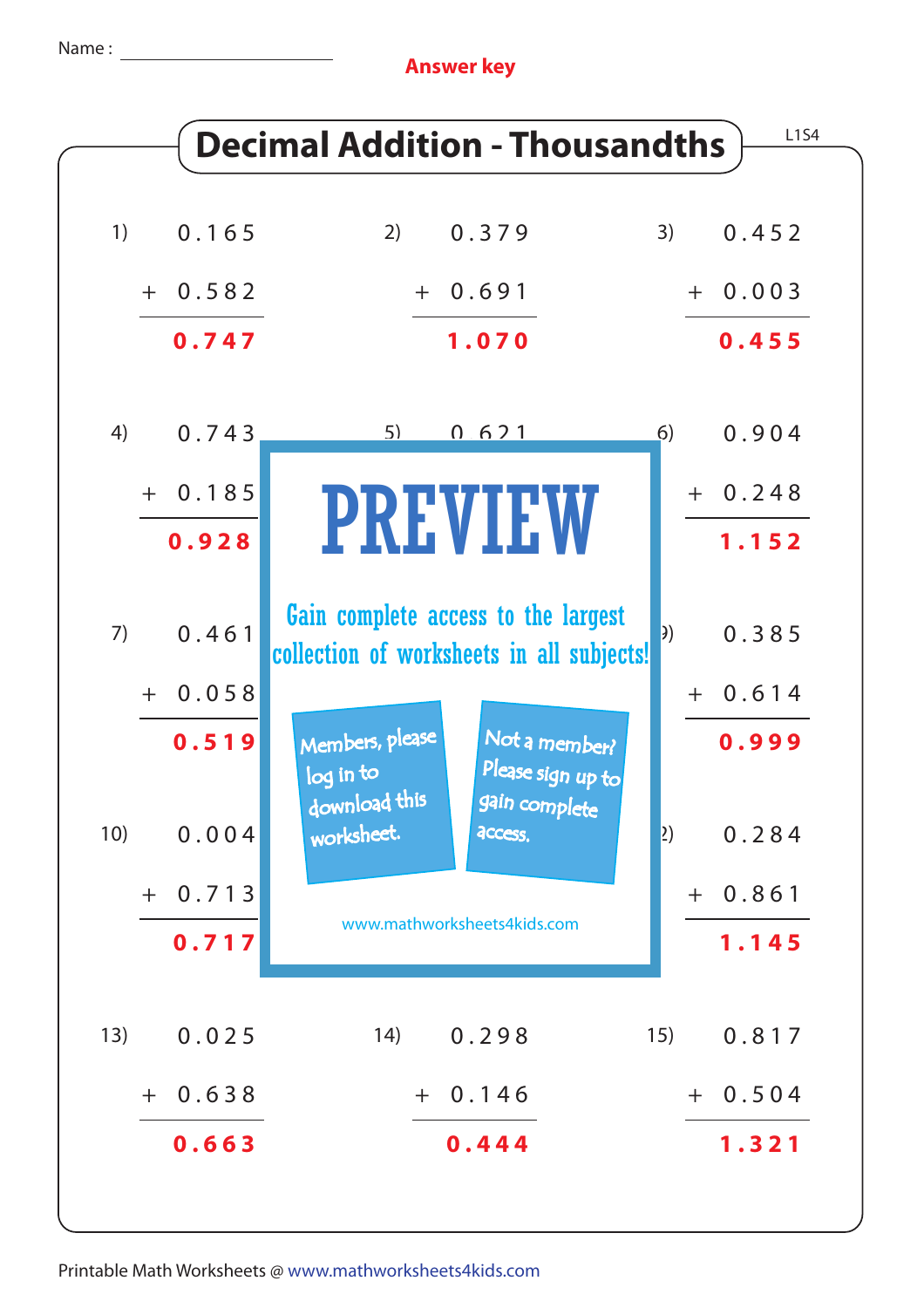Name : ____________________

**Answer key**

# Decimal Addition - Thousandths

L1S4

1) $0.165 + 0.582 =$ **0.747**

2) $0.379 + 0.691 =$ **1.070**

3) $0.452 + 0.003 =$ **0.455**

4) $0.743 + 0.185 =$ **0.928**

5) $0.621$

6) $0.904 + 0.248 =$ **1.152**

7) $0.461 + 0.058 =$ **0.519**

9) $0.385 + 0.614 =$ **0.999**

10) $0.004 + 0.713 =$ **0.717**

12) $0.284 + 0.861 =$ **1.145**

13) $0.025 + 0.638 =$ **0.663**

14) $0.298 + 0.146 =$ **0.444**

15) $0.817 + 0.504 =$ **1.321**

PREVIEW

Gain complete access to the largest collection of worksheets in all subjects!

Members, please log in to download this worksheet.

Not a member? Please sign up to gain complete access.

www.mathworksheets4kids.com

Printable Math Worksheets @ www.mathworksheets4kids.com